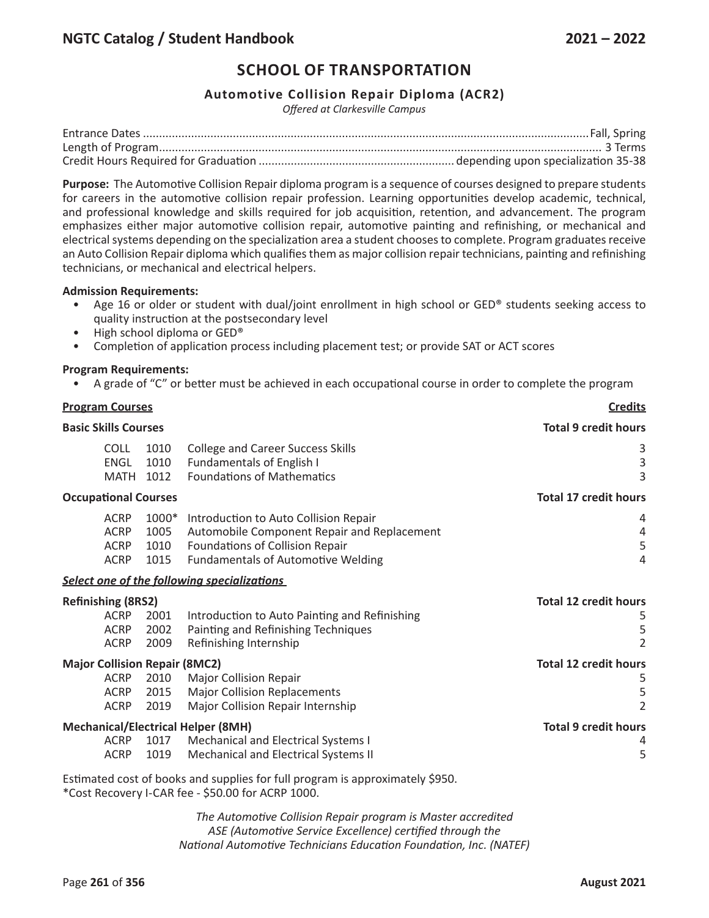# SCHOOL OF TRANSPORTATION

## Automotive Collision Repair Diploma (ACR2)

*Offered at Clarkesville Campus*

Entrance Dates ........................................................................................ Fall, Spring
Length of Program ........................................................................................ 3 Terms
Credit Hours Required for Graduation ............................................ depending upon specialization 35-38

**Purpose:** The Automotive Collision Repair diploma program is a sequence of courses designed to prepare students for careers in the automotive collision repair profession. Learning opportunities develop academic, technical, and professional knowledge and skills required for job acquisition, retention, and advancement. The program emphasizes either major automotive collision repair, automotive painting and refinishing, or mechanical and electrical systems depending on the specialization area a student chooses to complete. Program graduates receive an Auto Collision Repair diploma which qualifies them as major collision repair technicians, painting and refinishing technicians, or mechanical and electrical helpers.

**Admission Requirements:**

- Age 16 or older or student with dual/joint enrollment in high school or GED® students seeking access to quality instruction at the postsecondary level
- High school diploma or GED®
- Completion of application process including placement test; or provide SAT or ACT scores

**Program Requirements:**

- A grade of "C" or better must be achieved in each occupational course in order to complete the program

| **Program Courses** | | | **Credits** |
|---|---|---|---|
| **Basic Skills Courses** | | | **Total 9 credit hours** |
| COLL | 1010 | College and Career Success Skills | 3 |
| ENGL | 1010 | Fundamentals of English I | 3 |
| MATH | 1012 | Foundations of Mathematics | 3 |
| **Occupational Courses** | | | **Total 17 credit hours** |
| ACRP | 1000* | Introduction to Auto Collision Repair | 4 |
| ACRP | 1005 | Automobile Component Repair and Replacement | 4 |
| ACRP | 1010 | Foundations of Collision Repair | 5 |
| ACRP | 1015 | Fundamentals of Automotive Welding | 4 |

***Select one of the following specializations***

| **Refinishing (8RS2)** | | | **Total 12 credit hours** |
|---|---|---|---|
| ACRP | 2001 | Introduction to Auto Painting and Refinishing | 5 |
| ACRP | 2002 | Painting and Refinishing Techniques | 5 |
| ACRP | 2009 | Refinishing Internship | 2 |
| **Major Collision Repair (8MC2)** | | | **Total 12 credit hours** |
| ACRP | 2010 | Major Collision Repair | 5 |
| ACRP | 2015 | Major Collision Replacements | 5 |
| ACRP | 2019 | Major Collision Repair Internship | 2 |
| **Mechanical/Electrical Helper (8MH)** | | | **Total 9 credit hours** |
| ACRP | 1017 | Mechanical and Electrical Systems I | 4 |
| ACRP | 1019 | Mechanical and Electrical Systems II | 5 |

Estimated cost of books and supplies for full program is approximately $950.
*Cost Recovery I-CAR fee - $50.00 for ACRP 1000.

*The Automotive Collision Repair program is Master accredited*
*ASE (Automotive Service Excellence) certified through the*
*National Automotive Technicians Education Foundation, Inc. (NATEF)*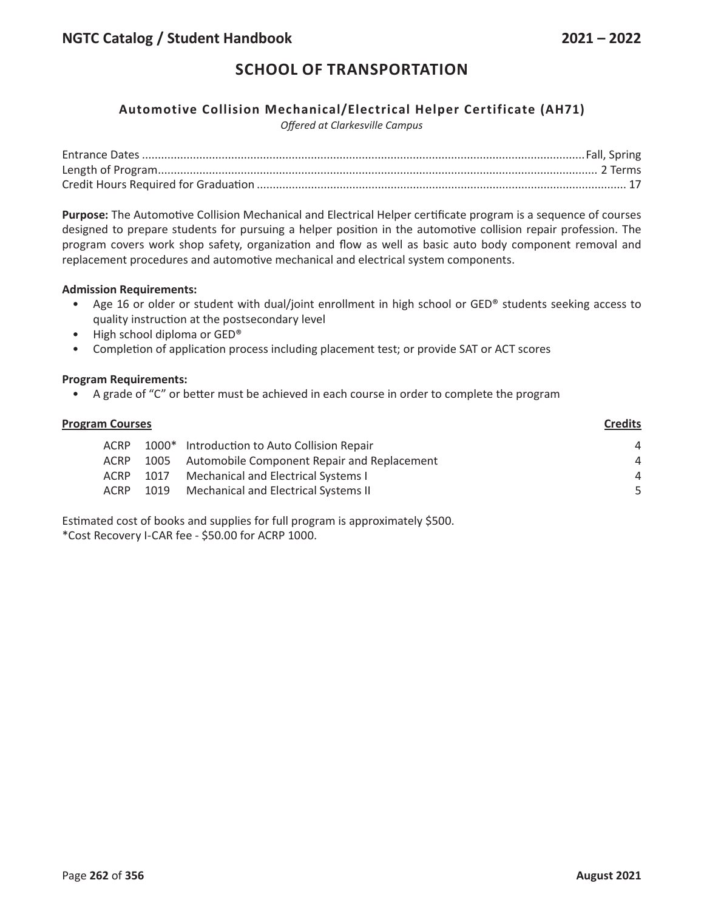# SCHOOL OF TRANSPORTATION

### Automotive Collision Mechanical/Electrical Helper Certificate (AH71)

*Offered at Clarkesville Campus*

Entrance Dates ........ Fall, Spring
Length of Program ........ 2 Terms
Credit Hours Required for Graduation ........ 17

**Purpose:** The Automotive Collision Mechanical and Electrical Helper certificate program is a sequence of courses designed to prepare students for pursuing a helper position in the automotive collision repair profession. The program covers work shop safety, organization and flow as well as basic auto body component removal and replacement procedures and automotive mechanical and electrical system components.

**Admission Requirements:**

- Age 16 or older or student with dual/joint enrollment in high school or GED® students seeking access to quality instruction at the postsecondary level
- High school diploma or GED®
- Completion of application process including placement test; or provide SAT or ACT scores

**Program Requirements:**

- A grade of "C" or better must be achieved in each course in order to complete the program

| **Program Courses** | | | **Credits** |
|---|---|---|---|
| ACRP | 1000* | Introduction to Auto Collision Repair | 4 |
| ACRP | 1005 | Automobile Component Repair and Replacement | 4 |
| ACRP | 1017 | Mechanical and Electrical Systems I | 4 |
| ACRP | 1019 | Mechanical and Electrical Systems II | 5 |

Estimated cost of books and supplies for full program is approximately $500.
*Cost Recovery I-CAR fee - $50.00 for ACRP 1000.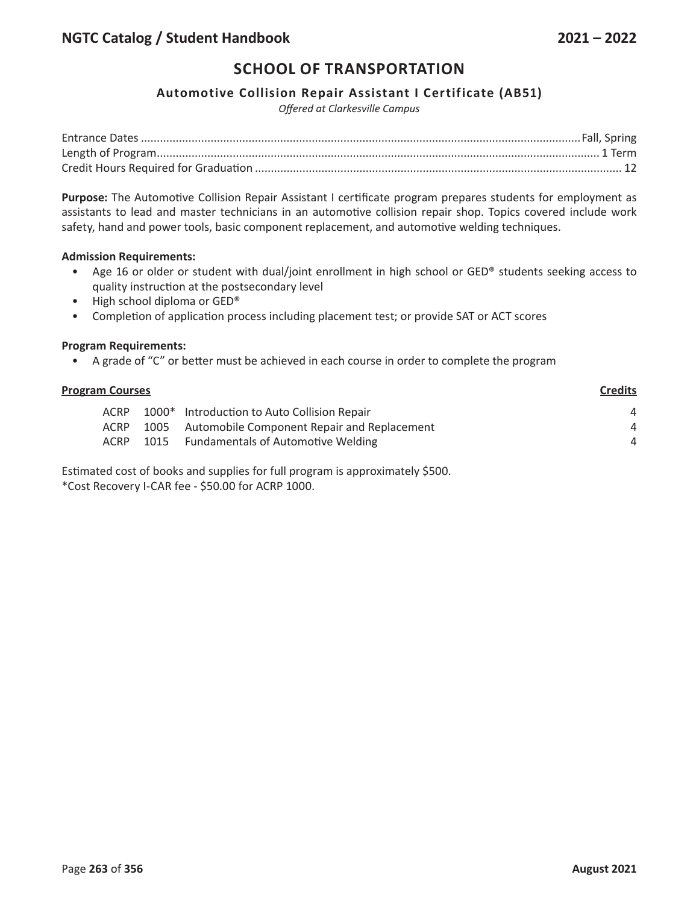## SCHOOL OF TRANSPORTATION

### Automotive Collision Repair Assistant I Certificate (AB51)

*Offered at Clarkesville Campus*

Entrance Dates ........................................................ Fall, Spring
Length of Program ........................................................ 1 Term
Credit Hours Required for Graduation ........................................................ 12

**Purpose:** The Automotive Collision Repair Assistant I certificate program prepares students for employment as assistants to lead and master technicians in an automotive collision repair shop. Topics covered include work safety, hand and power tools, basic component replacement, and automotive welding techniques.

**Admission Requirements:**

- Age 16 or older or student with dual/joint enrollment in high school or GED® students seeking access to quality instruction at the postsecondary level
- High school diploma or GED®
- Completion of application process including placement test; or provide SAT or ACT scores

**Program Requirements:**

- A grade of "C" or better must be achieved in each course in order to complete the program

| Program Courses | | | Credits |
|---|---|---|---|
| ACRP | 1000* | Introduction to Auto Collision Repair | 4 |
| ACRP | 1005 | Automobile Component Repair and Replacement | 4 |
| ACRP | 1015 | Fundamentals of Automotive Welding | 4 |

Estimated cost of books and supplies for full program is approximately $500.
*Cost Recovery I-CAR fee - $50.00 for ACRP 1000.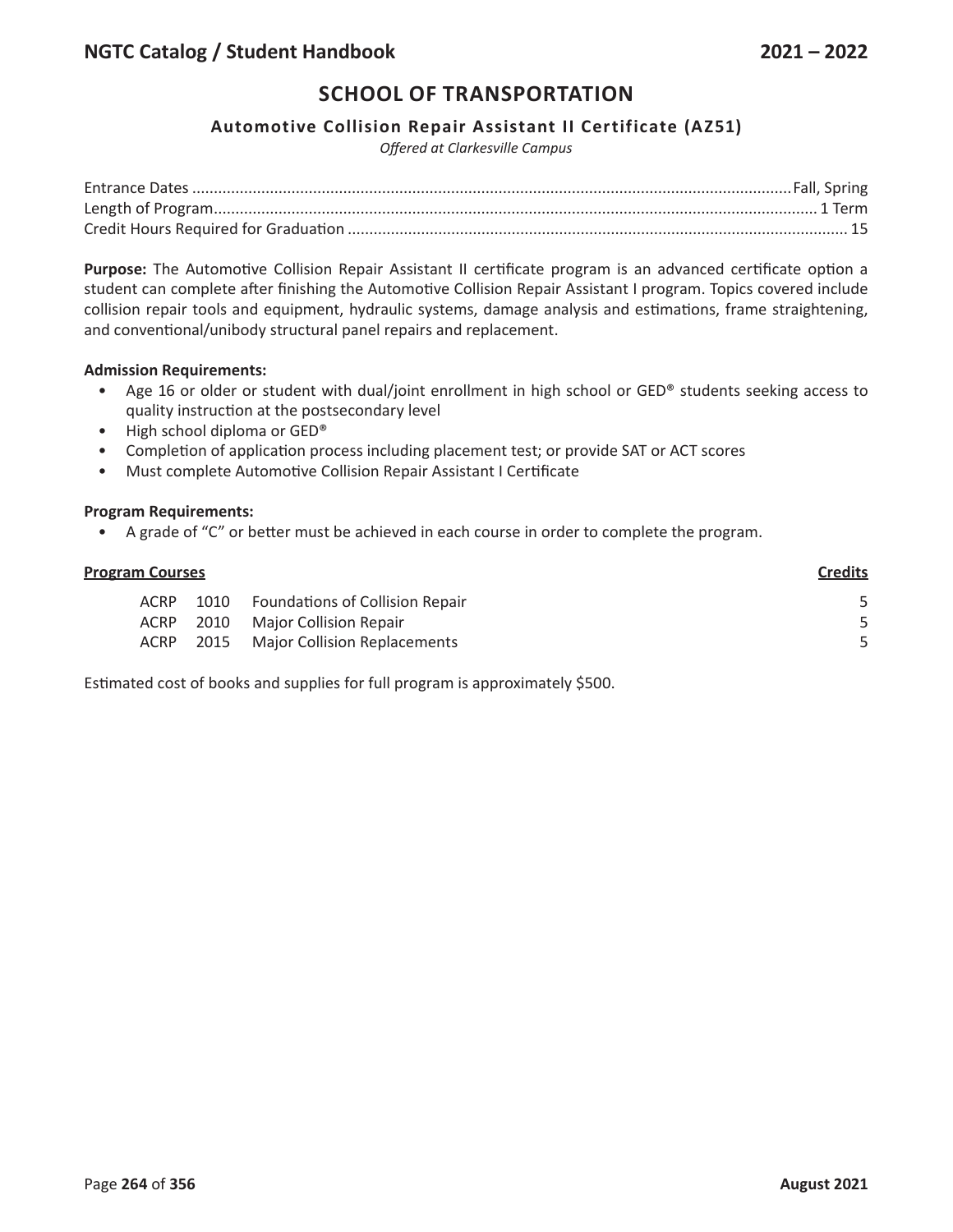# SCHOOL OF TRANSPORTATION

## Automotive Collision Repair Assistant II Certificate (AZ51)

*Offered at Clarkesville Campus*

Entrance Dates ........................................................................................................................................ Fall, Spring
Length of Program........................................................................................................................................ 1 Term
Credit Hours Required for Graduation ................................................................................................................ 15

**Purpose:** The Automotive Collision Repair Assistant II certificate program is an advanced certificate option a student can complete after finishing the Automotive Collision Repair Assistant I program. Topics covered include collision repair tools and equipment, hydraulic systems, damage analysis and estimations, frame straightening, and conventional/unibody structural panel repairs and replacement.

**Admission Requirements:**

- Age 16 or older or student with dual/joint enrollment in high school or GED® students seeking access to quality instruction at the postsecondary level
- High school diploma or GED®
- Completion of application process including placement test; or provide SAT or ACT scores
- Must complete Automotive Collision Repair Assistant I Certificate

**Program Requirements:**

- A grade of "C" or better must be achieved in each course in order to complete the program.

| **Program Courses** | | | **Credits** |
|---|---|---|---|
| ACRP | 1010 | Foundations of Collision Repair | 5 |
| ACRP | 2010 | Major Collision Repair | 5 |
| ACRP | 2015 | Major Collision Replacements | 5 |

Estimated cost of books and supplies for full program is approximately $500.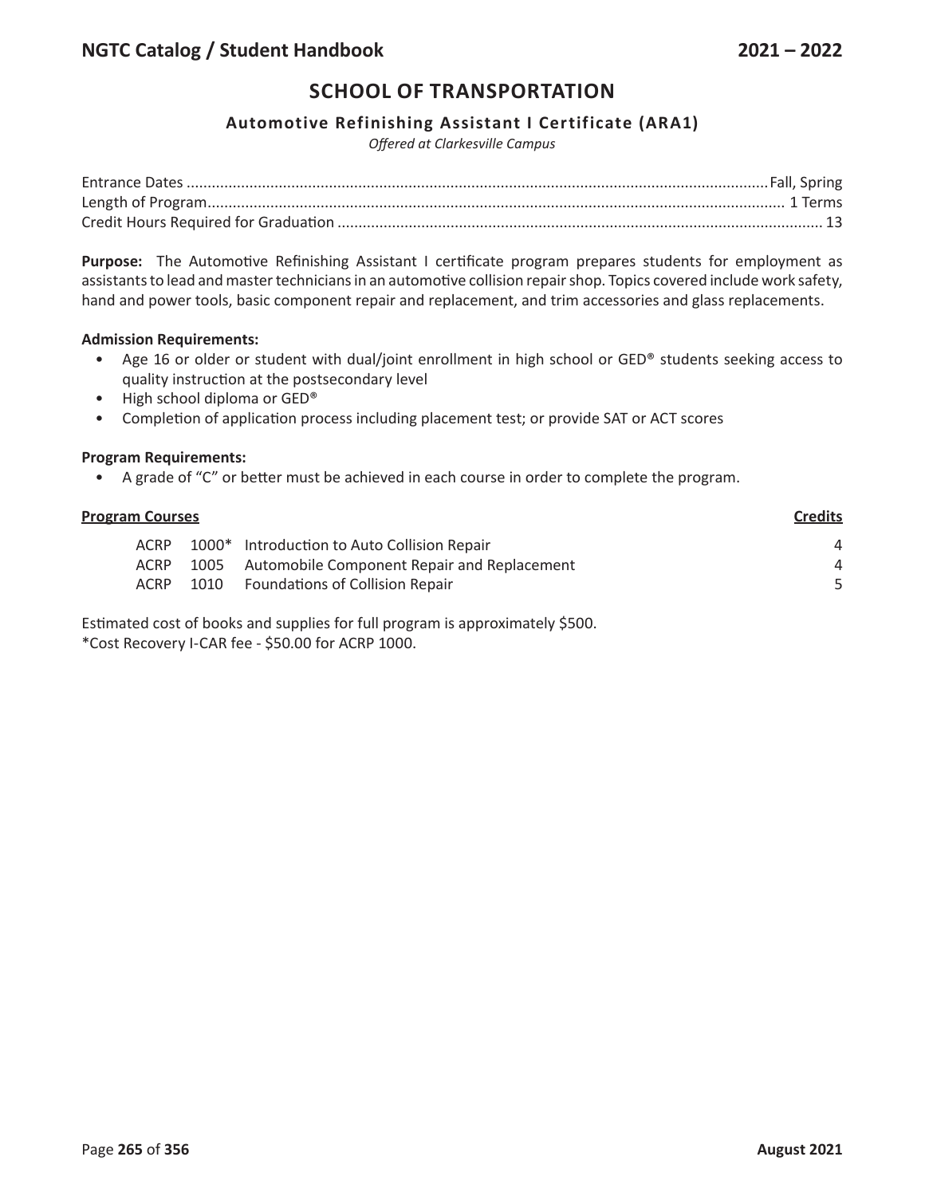## SCHOOL OF TRANSPORTATION

### Automotive Refinishing Assistant I Certificate (ARA1)

*Offered at Clarkesville Campus*

Entrance Dates ........................................ Fall, Spring
Length of Program ........................................ 1 Terms
Credit Hours Required for Graduation ........................................ 13

**Purpose:** The Automotive Refinishing Assistant I certificate program prepares students for employment as assistants to lead and master technicians in an automotive collision repair shop. Topics covered include work safety, hand and power tools, basic component repair and replacement, and trim accessories and glass replacements.

**Admission Requirements:**

- Age 16 or older or student with dual/joint enrollment in high school or GED® students seeking access to quality instruction at the postsecondary level
- High school diploma or GED®
- Completion of application process including placement test; or provide SAT or ACT scores

**Program Requirements:**

- A grade of "C" or better must be achieved in each course in order to complete the program.

| Program Courses | | | Credits |
|---|---|---|---|
| ACRP | 1000* | Introduction to Auto Collision Repair | 4 |
| ACRP | 1005 | Automobile Component Repair and Replacement | 4 |
| ACRP | 1010 | Foundations of Collision Repair | 5 |

Estimated cost of books and supplies for full program is approximately $500.
*Cost Recovery I-CAR fee - $50.00 for ACRP 1000.